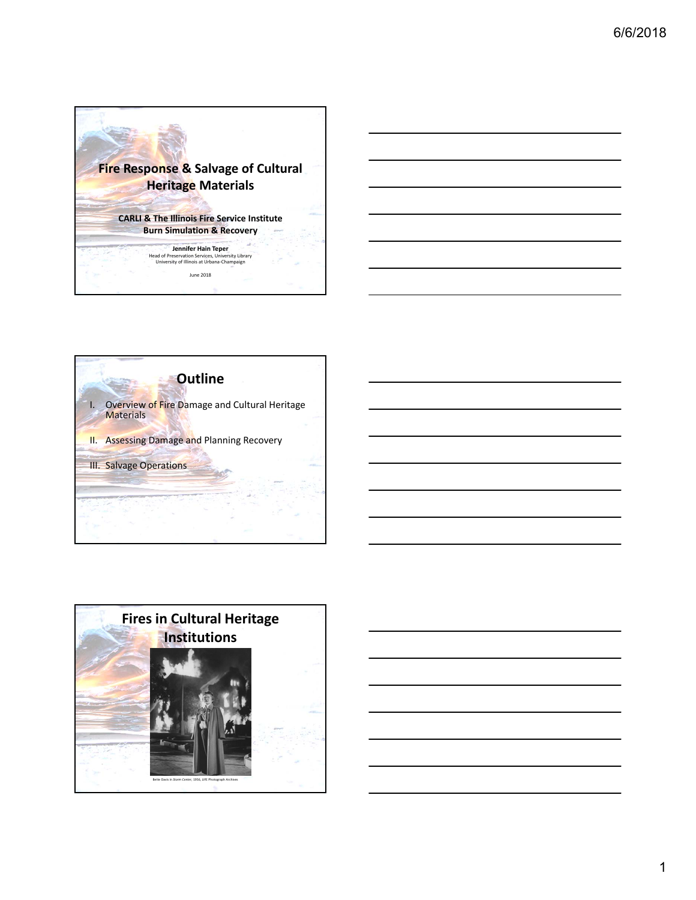# Fire Response & Salvage of Cultural Heritage Materials

**CARLI & The Illinois Fire Service Institute**
**Burn Simulation & Recovery**

**Jennifer Hain Teper**
Head of Preservation Services, University Library
University of Illinois at Urbana-Champaign

June 2018

## Outline

I. Overview of Fire Damage and Cultural Heritage Materials

II. Assessing Damage and Planning Recovery

III. Salvage Operations

## Fires in Cultural Heritage Institutions

Bette Davis in *Storm Center*, 1956, LIFE Photograph Archives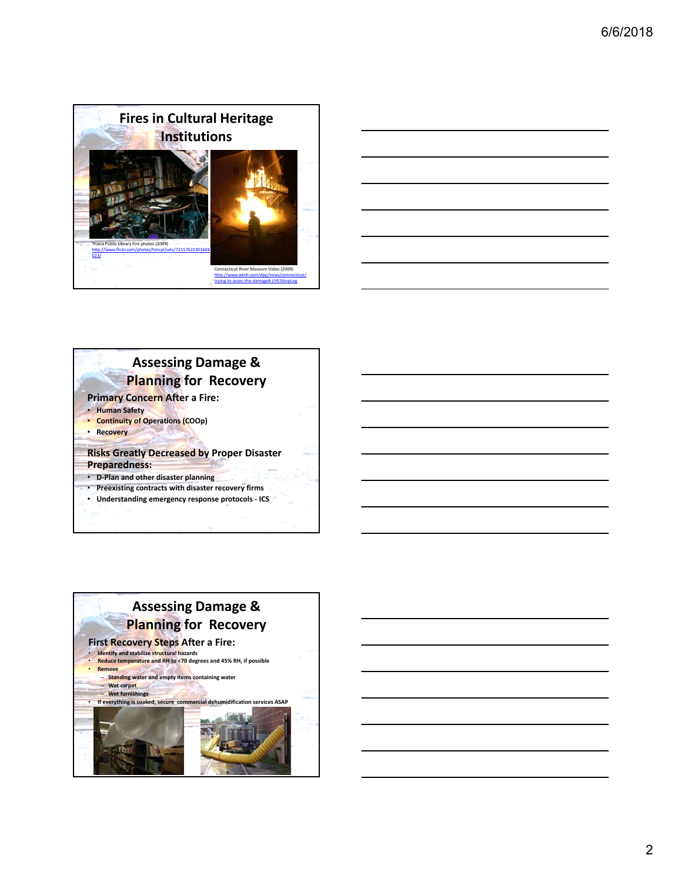## Fires in Cultural Heritage Institutions

Tiana Public Library Fire photos (2009)
http://www.flickr.com/photos/hmcpl/sets/72157622301604023/

Connecticut River Museum Video (2009)
http://www.wtnh.com/dpp/news/connecticut/trying-to-asses-the-damage#.UYE5Xsrpl.ng

## Assessing Damage & Planning for Recovery

**Primary Concern After a Fire:**

- **Human Safety**
- **Continuity of Operations (COOp)**
- **Recovery**

**Risks Greatly Decreased by Proper Disaster Preparedness:**

- **D-Plan and other disaster planning**
- **Preexisting contracts with disaster recovery firms**
- **Understanding emergency response protocols - ICS**

## Assessing Damage & Planning for Recovery

**First Recovery Steps After a Fire:**

- **Identify and stabilize structural hazards**
- **Reduce temperature and RH to <70 degrees and 45% RH, if possible**
- **Remove**
  - **Standing water and empty items containing water**
  - **Wet carpet**
  - **Wet furnishings**
- **If everything is soaked, secure commercial dehumidification services ASAP**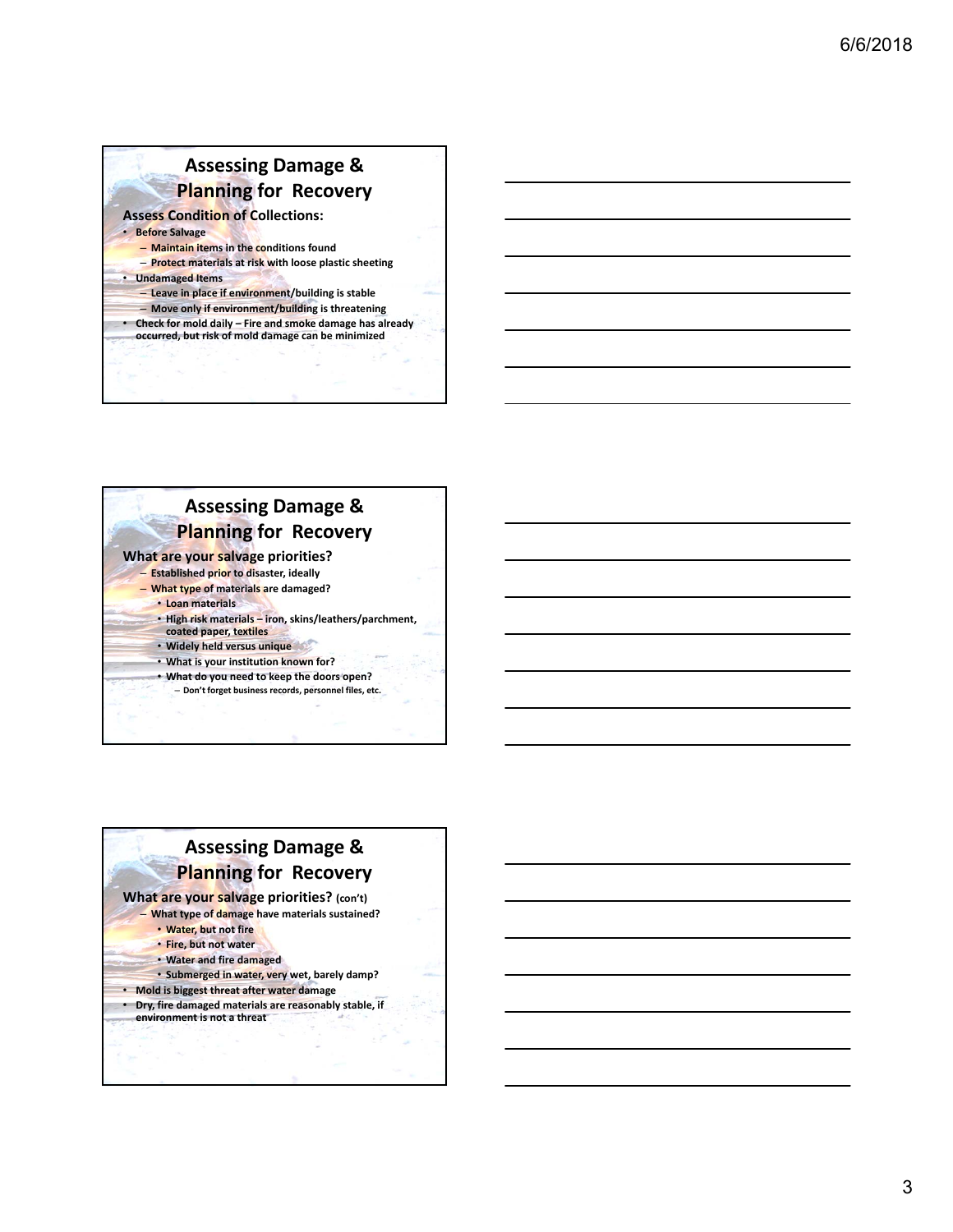## Assessing Damage & Planning for Recovery

**Assess Condition of Collections:**

- **Before Salvage**
  - **Maintain items in the conditions found**
  - **Protect materials at risk with loose plastic sheeting**
- **Undamaged Items**
  - **Leave in place if environment/building is stable**
  - **Move only if environment/building is threatening**
- **Check for mold daily – Fire and smoke damage has already occurred, but risk of mold damage can be minimized**

## Assessing Damage & Planning for Recovery

**What are your salvage priorities?**

- **Established prior to disaster, ideally**
- **What type of materials are damaged?**
  - **Loan materials**
  - **High risk materials – iron, skins/leathers/parchment, coated paper, textiles**
  - **Widely held versus unique**
  - **What is your institution known for?**
  - **What do you need to keep the doors open?**
    - **Don't forget business records, personnel files, etc.**

## Assessing Damage & Planning for Recovery

**What are your salvage priorities? (con't)**

- **What type of damage have materials sustained?**
  - **Water, but not fire**
  - **Fire, but not water**
  - **Water and fire damaged**
  - **Submerged in water, very wet, barely damp?**
- **Mold is biggest threat after water damage**
- **Dry, fire damaged materials are reasonably stable, if environment is not a threat**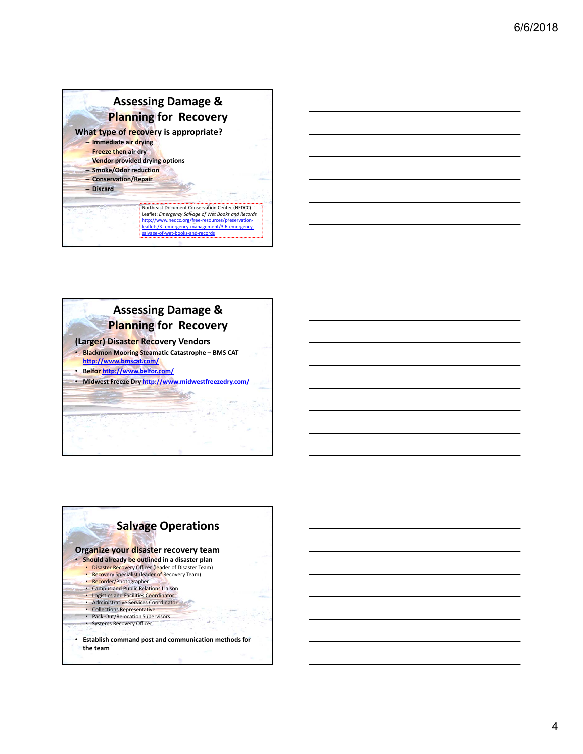## Assessing Damage & Planning for Recovery

**What type of recovery is appropriate?**

- **Immediate air drying**
- **Freeze then air dry**
- **Vendor provided drying options**
- **Smoke/Odor reduction**
- **Conservation/Repair**
- **Discard**

Northeast Document Conservation Center (NEDCC)
Leaflet: *Emergency Salvage of Wet Books and Records*
http://www.nedcc.org/free-resources/preservation-leaflets/3.-emergency-management/3.6-emergency-salvage-of-wet-books-and-records

## Assessing Damage & Planning for Recovery

**(Larger) Disaster Recovery Vendors**

- **Blackmon Mooring Steamatic Catastrophe – BMS CAT http://www.bmscat.com/**
- **Belfor http://www.belfor.com/**
- **Midwest Freeze Dry http://www.midwestfreezedry.com/**

## Salvage Operations

**Organize your disaster recovery team**

- **Should already be outlined in a disaster plan**
  - Disaster Recovery Officer (leader of Disaster Team)
  - Recovery Specialist (leader of Recovery Team)
  - Recorder/Photographer
  - Campus and Public Relations Liaison
  - Logistics and Facilities Coordinator
  - Administrative Services Coordinator
  - Collections Representative
  - Pack-Out/Relocation Supervisors
  - Systems Recovery Officer
- **Establish command post and communication methods for the team**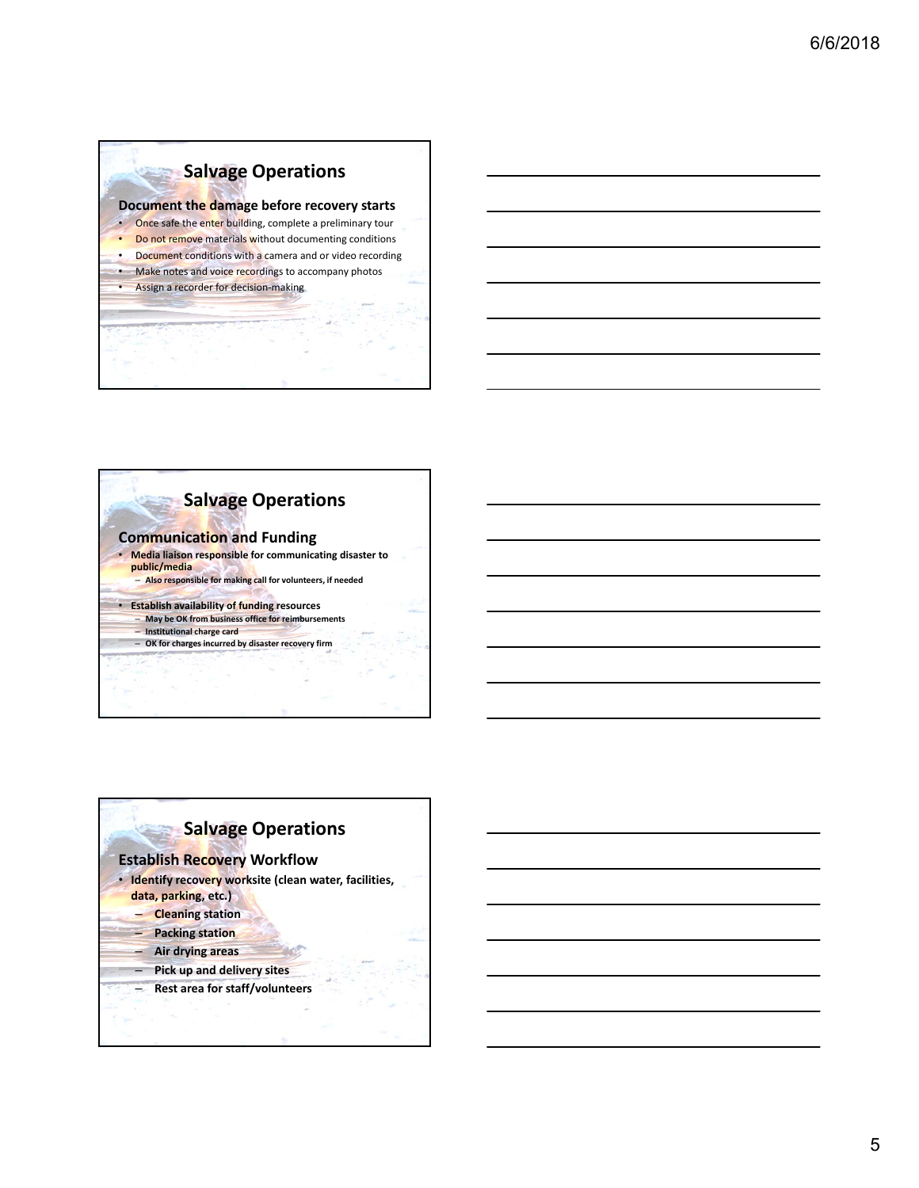## Salvage Operations

**Document the damage before recovery starts**

- Once safe the enter building, complete a preliminary tour
- Do not remove materials without documenting conditions
- Document conditions with a camera and or video recording
- Make notes and voice recordings to accompany photos
- Assign a recorder for decision-making

## Salvage Operations

**Communication and Funding**

- **Media liaison responsible for communicating disaster to public/media**
  - **Also responsible for making call for volunteers, if needed**
- **Establish availability of funding resources**
  - **May be OK from business office for reimbursements**
  - **Institutional charge card**
  - **OK for charges incurred by disaster recovery firm**

## Salvage Operations

**Establish Recovery Workflow**

- **Identify recovery worksite (clean water, facilities, data, parking, etc.)**
  - **Cleaning station**
  - **Packing station**
  - **Air drying areas**
  - **Pick up and delivery sites**
  - **Rest area for staff/volunteers**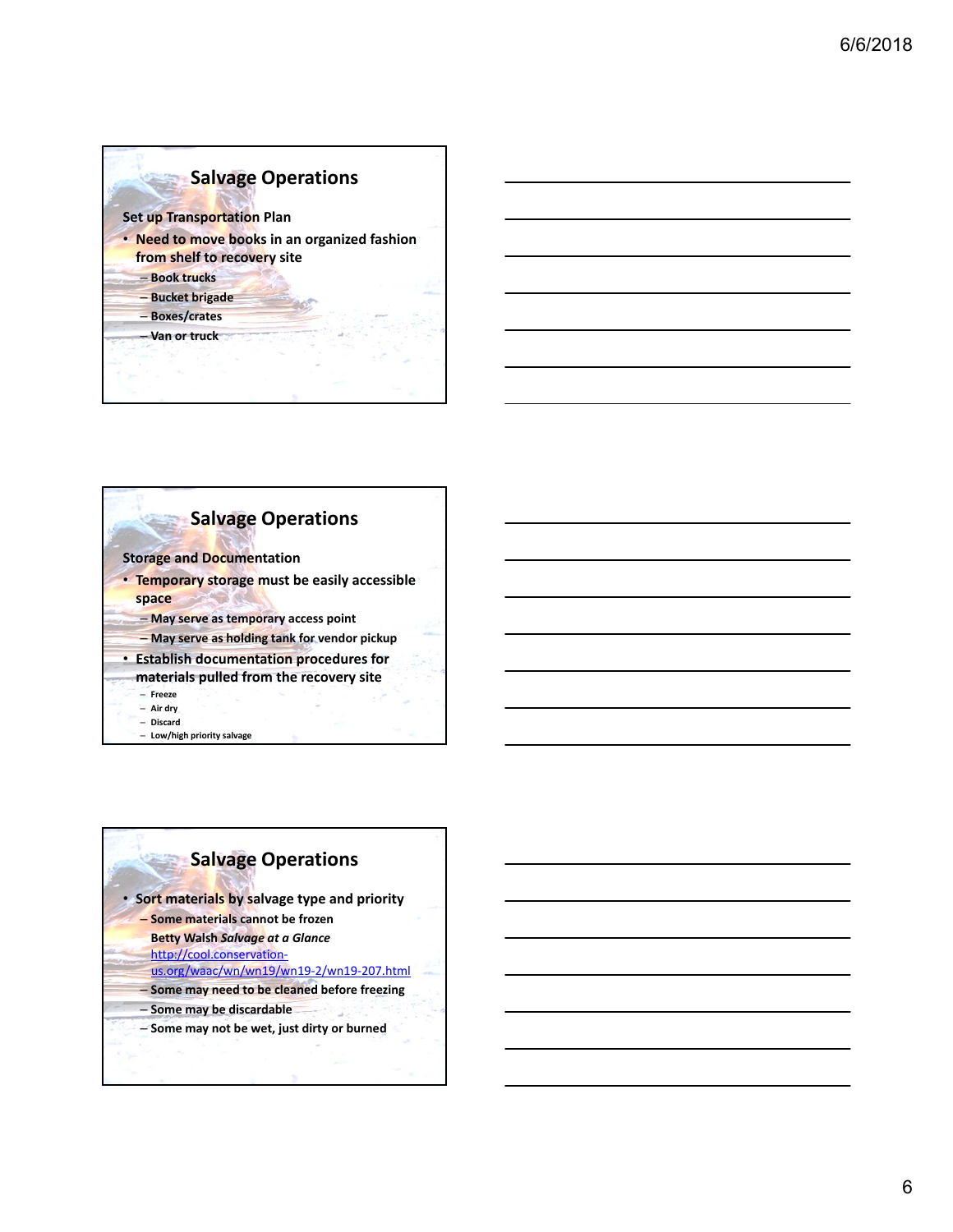## Salvage Operations

**Set up Transportation Plan**

- Need to move books in an organized fashion from shelf to recovery site
  - Book trucks
  - Bucket brigade
  - Boxes/crates
  - Van or truck

## Salvage Operations

**Storage and Documentation**

- Temporary storage must be easily accessible space
  - May serve as temporary access point
  - May serve as holding tank for vendor pickup
- Establish documentation procedures for materials pulled from the recovery site
  - Freeze
  - Air dry
  - Discard
  - Low/high priority salvage

## Salvage Operations

- Sort materials by salvage type and priority
  - Some materials cannot be frozen
    Betty Walsh *Salvage at a Glance*
    http://cool.conservation-us.org/waac/wn/wn19/wn19-2/wn19-207.html
  - Some may need to be cleaned before freezing
  - Some may be discardable
  - Some may not be wet, just dirty or burned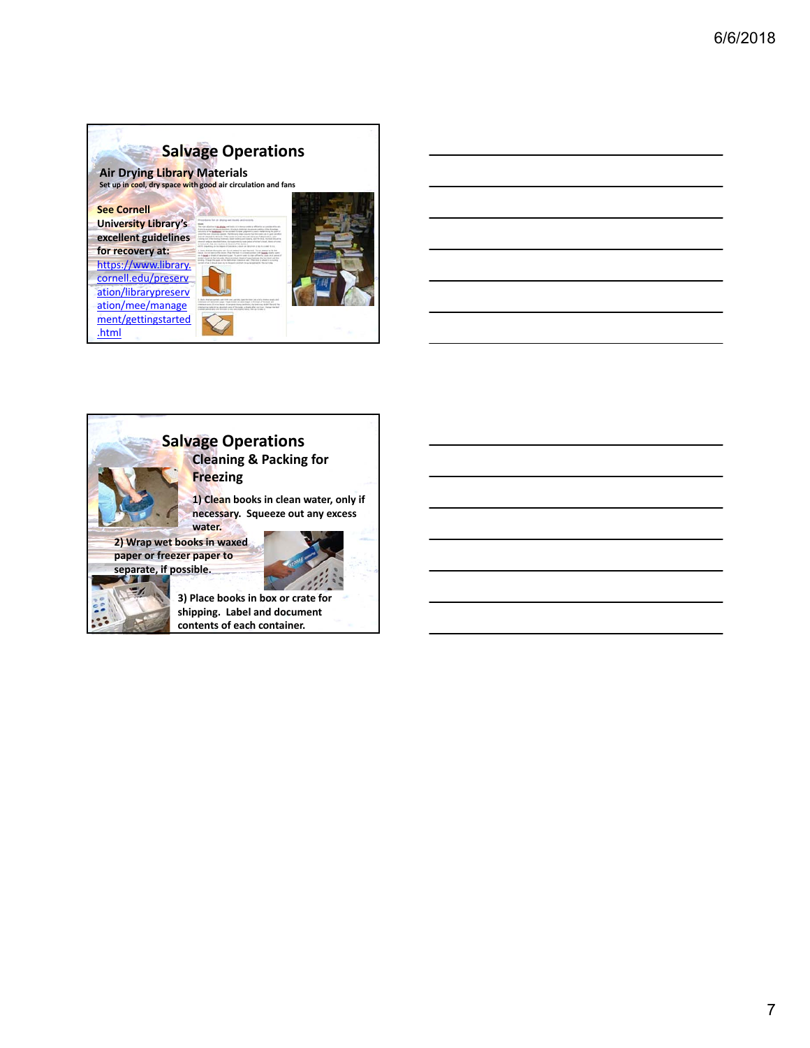## Salvage Operations

**Air Drying Library Materials**

**Set up in cool, dry space with good air circulation and fans**

**See Cornell University Library's excellent guidelines for recovery at:**

https://www.library.cornell.edu/preservation/librarypreservation/mee/management/gettingstarted.html

## Salvage Operations

**Cleaning & Packing for Freezing**

**1) Clean books in clean water, only if necessary. Squeeze out any excess water.**

**2) Wrap wet books in waxed paper or freezer paper to separate, if possible.**

**3) Place books in box or crate for shipping. Label and document contents of each container.**